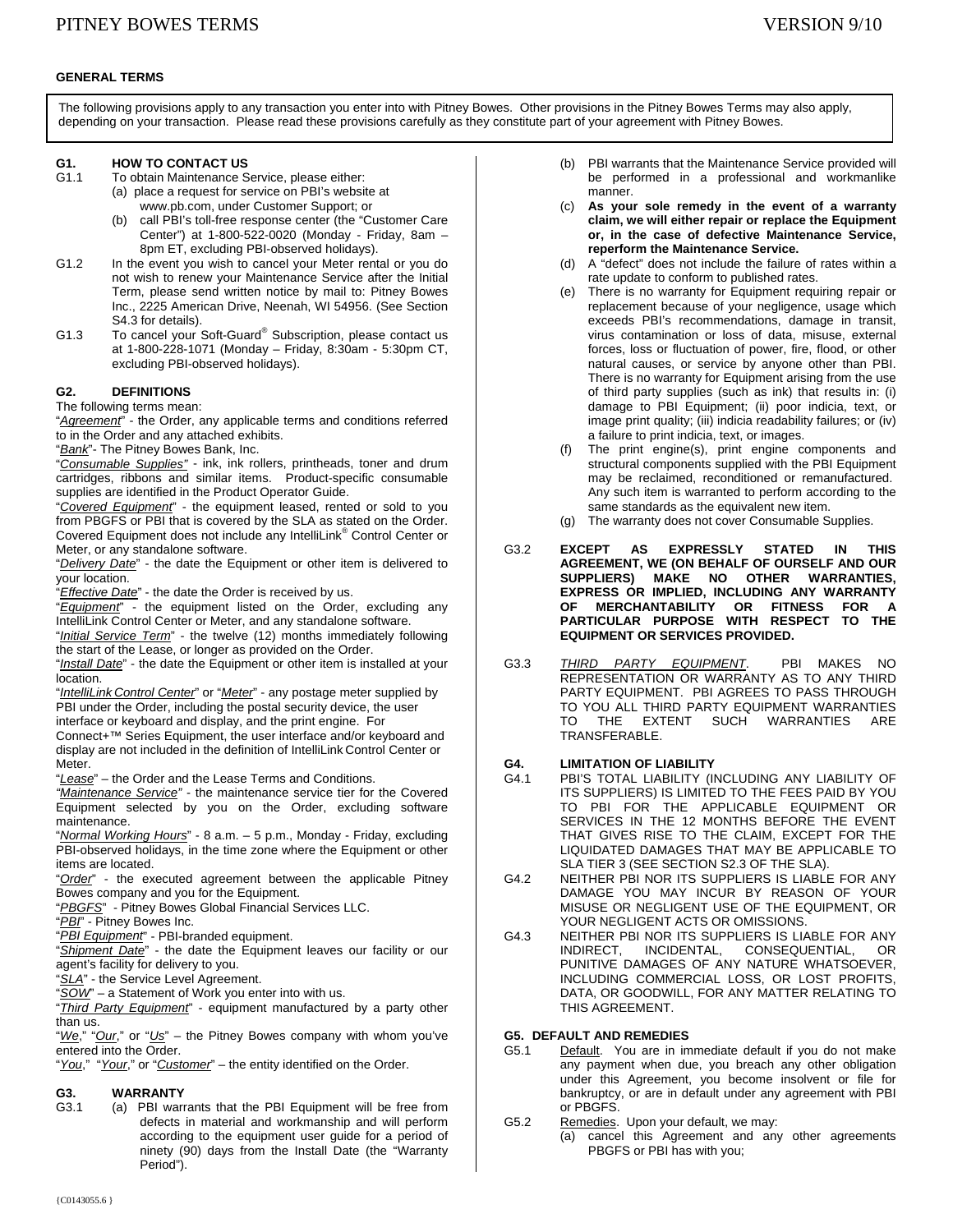## GENERAL TERMS

The following provisions apply to any transaction you enter into with Pitney Bowes. Other provisions in the Pitney Bowes Terms may also apply, depending on your transaction. Please read these provisions carefully as they constitute part of your agreement with Pitney Bowes.

### G1. HOW TO CONTACT US

G1.1 To obtain Maintenance Service, please either:

(a) place a request for service on PBI's website at www.pb.com, under Customer Support; or

(b) call PBI's toll-free response center (the "Customer Care Center") at 1-800-522-0020 (Monday - Friday, 8am – 8pm ET, excluding PBI-observed holidays).

G1.2 In the event you wish to cancel your Meter rental or you do not wish to renew your Maintenance Service after the Initial Term, please send written notice by mail to: Pitney Bowes Inc., 2225 American Drive, Neenah, WI 54956. (See Section S4.3 for details).

G1.3 To cancel your Soft-Guard® Subscription, please contact us at 1-800-228-1071 (Monday – Friday, 8:30am - 5:30pm CT, excluding PBI-observed holidays).

### G2. DEFINITIONS

The following terms mean:

"*Agreement*" - the Order, any applicable terms and conditions referred to in the Order and any attached exhibits.

"*Bank*"- The Pitney Bowes Bank, Inc.

"*Consumable Supplies"* - ink, ink rollers, printheads, toner and drum cartridges, ribbons and similar items. Product-specific consumable supplies are identified in the Product Operator Guide.

"*Covered Equipment*" - the equipment leased, rented or sold to you from PBGFS or PBI that is covered by the SLA as stated on the Order. Covered Equipment does not include any IntelliLink® Control Center or Meter, or any standalone software.

"*Delivery Date*" - the date the Equipment or other item is delivered to your location.

"*Effective Date*" - the date the Order is received by us.

"*Equipment*" - the equipment listed on the Order, excluding any IntelliLink Control Center or Meter, and any standalone software.

"*Initial Service Term*" - the twelve (12) months immediately following the start of the Lease, or longer as provided on the Order.

"*Install Date*" - the date the Equipment or other item is installed at your location.

"*IntelliLink Control Center*" or "*Meter*" - any postage meter supplied by PBI under the Order, including the postal security device, the user interface or keyboard and display, and the print engine. For Connect+™ Series Equipment, the user interface and/or keyboard and display are not included in the definition of IntelliLink Control Center or Meter.

"*Lease*" – the Order and the Lease Terms and Conditions.

*"Maintenance Service"* - the maintenance service tier for the Covered Equipment selected by you on the Order, excluding software maintenance.

"*Normal Working Hours*" - 8 a.m. – 5 p.m., Monday - Friday, excluding PBI-observed holidays, in the time zone where the Equipment or other items are located.

"*Order*" - the executed agreement between the applicable Pitney Bowes company and you for the Equipment.

"*PBGFS*" - Pitney Bowes Global Financial Services LLC.

"*PBI*" - Pitney Bowes Inc.

"*PBI Equipment*" - PBI-branded equipment.

"*Shipment Date*" - the date the Equipment leaves our facility or our agent's facility for delivery to you.

"*SLA*" - the Service Level Agreement.

"*SOW*" – a Statement of Work you enter into with us.

"*Third Party Equipment*" - equipment manufactured by a party other than us.

"*We*," "*Our*," or "*Us*" – the Pitney Bowes company with whom you've entered into the Order.

"*You*," "*Your*," or "*Customer*" – the entity identified on the Order.

### G3. WARRANTY

G3.1 (a) PBI warrants that the PBI Equipment will be free from defects in material and workmanship and will perform according to the equipment user guide for a period of ninety (90) days from the Install Date (the "Warranty Period").

(b) PBI warrants that the Maintenance Service provided will be performed in a professional and workmanlike manner.

(c) **As your sole remedy in the event of a warranty claim, we will either repair or replace the Equipment or, in the case of defective Maintenance Service, reperform the Maintenance Service.**

(d) A "defect" does not include the failure of rates within a rate update to conform to published rates.

(e) There is no warranty for Equipment requiring repair or replacement because of your negligence, usage which exceeds PBI's recommendations, damage in transit, virus contamination or loss of data, misuse, external forces, loss or fluctuation of power, fire, flood, or other natural causes, or service by anyone other than PBI. There is no warranty for Equipment arising from the use of third party supplies (such as ink) that results in: (i) damage to PBI Equipment; (ii) poor indicia, text, or image print quality; (iii) indicia readability failures; or (iv) a failure to print indicia, text, or images.

(f) The print engine(s), print engine components and structural components supplied with the PBI Equipment may be reclaimed, reconditioned or remanufactured. Any such item is warranted to perform according to the same standards as the equivalent new item.

(g) The warranty does not cover Consumable Supplies.

G3.2 **EXCEPT AS EXPRESSLY STATED IN THIS AGREEMENT, WE (ON BEHALF OF OURSELF AND OUR SUPPLIERS) MAKE NO OTHER WARRANTIES, EXPRESS OR IMPLIED, INCLUDING ANY WARRANTY OF MERCHANTABILITY OR FITNESS FOR A PARTICULAR PURPOSE WITH RESPECT TO THE EQUIPMENT OR SERVICES PROVIDED.**

G3.3 *THIRD PARTY EQUIPMENT*. PBI MAKES NO REPRESENTATION OR WARRANTY AS TO ANY THIRD PARTY EQUIPMENT. PBI AGREES TO PASS THROUGH TO YOU ALL THIRD PARTY EQUIPMENT WARRANTIES TO THE EXTENT SUCH WARRANTIES ARE TRANSFERABLE.

### G4. LIMITATION OF LIABILITY

G4.1 PBI'S TOTAL LIABILITY (INCLUDING ANY LIABILITY OF ITS SUPPLIERS) IS LIMITED TO THE FEES PAID BY YOU TO PBI FOR THE APPLICABLE EQUIPMENT OR SERVICES IN THE 12 MONTHS BEFORE THE EVENT THAT GIVES RISE TO THE CLAIM, EXCEPT FOR THE LIQUIDATED DAMAGES THAT MAY BE APPLICABLE TO SLA TIER 3 (SEE SECTION S2.3 OF THE SLA).

G4.2 NEITHER PBI NOR ITS SUPPLIERS IS LIABLE FOR ANY DAMAGE YOU MAY INCUR BY REASON OF YOUR MISUSE OR NEGLIGENT USE OF THE EQUIPMENT, OR YOUR NEGLIGENT ACTS OR OMISSIONS.

G4.3 NEITHER PBI NOR ITS SUPPLIERS IS LIABLE FOR ANY INDIRECT, INCIDENTAL, CONSEQUENTIAL, OR PUNITIVE DAMAGES OF ANY NATURE WHATSOEVER, INCLUDING COMMERCIAL LOSS, OR LOST PROFITS, DATA, OR GOODWILL, FOR ANY MATTER RELATING TO THIS AGREEMENT.

### G5. DEFAULT AND REMEDIES

G5.1 Default. You are in immediate default if you do not make any payment when due, you breach any other obligation under this Agreement, you become insolvent or file for bankruptcy, or are in default under any agreement with PBI or PBGFS.

G5.2 Remedies. Upon your default, we may:

(a) cancel this Agreement and any other agreements PBGFS or PBI has with you;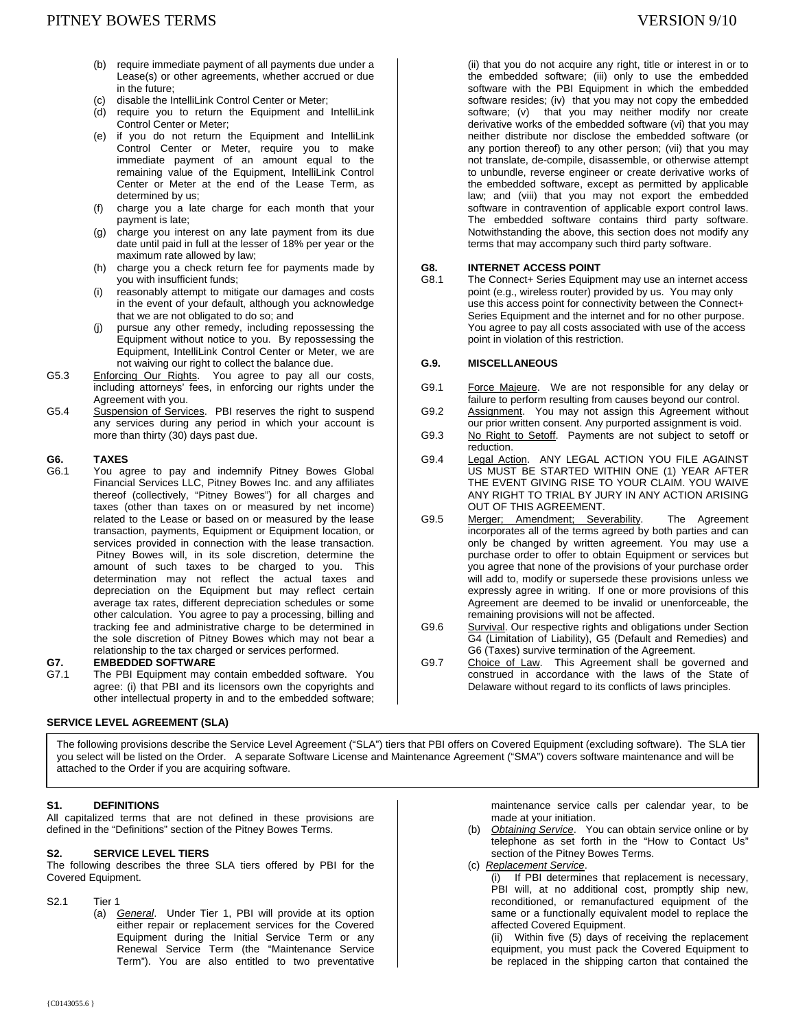(b) require immediate payment of all payments due under a Lease(s) or other agreements, whether accrued or due in the future;
(c) disable the IntelliLink Control Center or Meter;
(d) require you to return the Equipment and IntelliLink Control Center or Meter;
(e) if you do not return the Equipment and IntelliLink Control Center or Meter, require you to make immediate payment of an amount equal to the remaining value of the Equipment, IntelliLink Control Center or Meter at the end of the Lease Term, as determined by us;
(f) charge you a late charge for each month that your payment is late;
(g) charge you interest on any late payment from its due date until paid in full at the lesser of 18% per year or the maximum rate allowed by law;
(h) charge you a check return fee for payments made by you with insufficient funds;
(i) reasonably attempt to mitigate our damages and costs in the event of your default, although you acknowledge that we are not obligated to do so; and
(j) pursue any other remedy, including repossessing the Equipment without notice to you. By repossessing the Equipment, IntelliLink Control Center or Meter, we are not waiving our right to collect the balance due.

G5.3 Enforcing Our Rights. You agree to pay all our costs, including attorneys' fees, in enforcing our rights under the Agreement with you.

G5.4 Suspension of Services. PBI reserves the right to suspend any services during any period in which your account is more than thirty (30) days past due.

**G6. TAXES**

G6.1 You agree to pay and indemnify Pitney Bowes Global Financial Services LLC, Pitney Bowes Inc. and any affiliates thereof (collectively, "Pitney Bowes") for all charges and taxes (other than taxes on or measured by net income) related to the Lease or based on or measured by the lease transaction, payments, Equipment or Equipment location, or services provided in connection with the lease transaction. Pitney Bowes will, in its sole discretion, determine the amount of such taxes to be charged to you. This determination may not reflect the actual taxes and depreciation on the Equipment but may reflect certain average tax rates, different depreciation schedules or some other calculation. You agree to pay a processing, billing and tracking fee and administrative charge to be determined in the sole discretion of Pitney Bowes which may not bear a relationship to the tax charged or services performed.

**G7. EMBEDDED SOFTWARE**

G7.1 The PBI Equipment may contain embedded software. You agree: (i) that PBI and its licensors own the copyrights and other intellectual property in and to the embedded software; (ii) that you do not acquire any right, title or interest in or to the embedded software; (iii) only to use the embedded software with the PBI Equipment in which the embedded software resides; (iv) that you may not copy the embedded software; (v) that you may neither modify nor create derivative works of the embedded software (vi) that you may neither distribute nor disclose the embedded software (or any portion thereof) to any other person; (vii) that you may not translate, de-compile, disassemble, or otherwise attempt to unbundle, reverse engineer or create derivative works of the embedded software, except as permitted by applicable law; and (viii) that you may not export the embedded software in contravention of applicable export control laws. The embedded software contains third party software. Notwithstanding the above, this section does not modify any terms that may accompany such third party software.

**G8. INTERNET ACCESS POINT**

G8.1 The Connect+ Series Equipment may use an internet access point (e.g., wireless router) provided by us. You may only use this access point for connectivity between the Connect+ Series Equipment and the internet and for no other purpose. You agree to pay all costs associated with use of the access point in violation of this restriction.

**G.9. MISCELLANEOUS**

G9.1 Force Majeure. We are not responsible for any delay or failure to perform resulting from causes beyond our control.

G9.2 Assignment. You may not assign this Agreement without our prior written consent. Any purported assignment is void.

G9.3 No Right to Setoff. Payments are not subject to setoff or reduction.

G9.4 Legal Action. ANY LEGAL ACTION YOU FILE AGAINST US MUST BE STARTED WITHIN ONE (1) YEAR AFTER THE EVENT GIVING RISE TO YOUR CLAIM. YOU WAIVE ANY RIGHT TO TRIAL BY JURY IN ANY ACTION ARISING OUT OF THIS AGREEMENT.

G9.5 Merger; Amendment; Severability. The Agreement incorporates all of the terms agreed by both parties and can only be changed by written agreement. You may use a purchase order to offer to obtain Equipment or services but you agree that none of the provisions of your purchase order will add to, modify or supersede these provisions unless we expressly agree in writing. If one or more provisions of this Agreement are deemed to be invalid or unenforceable, the remaining provisions will not be affected.

G9.6 Survival. Our respective rights and obligations under Section G4 (Limitation of Liability), G5 (Default and Remedies) and G6 (Taxes) survive termination of the Agreement.

G9.7 Choice of Law. This Agreement shall be governed and construed in accordance with the laws of the State of Delaware without regard to its conflicts of laws principles.

**SERVICE LEVEL AGREEMENT (SLA)**

The following provisions describe the Service Level Agreement ("SLA") tiers that PBI offers on Covered Equipment (excluding software). The SLA tier you select will be listed on the Order. A separate Software License and Maintenance Agreement ("SMA") covers software maintenance and will be attached to the Order if you are acquiring software.

**S1. DEFINITIONS**

All capitalized terms that are not defined in these provisions are defined in the "Definitions" section of the Pitney Bowes Terms.

**S2. SERVICE LEVEL TIERS**

The following describes the three SLA tiers offered by PBI for the Covered Equipment.

S2.1 Tier 1

(a) *General*. Under Tier 1, PBI will provide at its option either repair or replacement services for the Covered Equipment during the Initial Service Term or any Renewal Service Term (the "Maintenance Service Term"). You are also entitled to two preventative maintenance service calls per calendar year, to be made at your initiation.

(b) *Obtaining Service*. You can obtain service online or by telephone as set forth in the "How to Contact Us" section of the Pitney Bowes Terms.

(c) *Replacement Service*.

(i) If PBI determines that replacement is necessary, PBI will, at no additional cost, promptly ship new, reconditioned, or remanufactured equipment of the same or a functionally equivalent model to replace the affected Covered Equipment.

(ii) Within five (5) days of receiving the replacement equipment, you must pack the Covered Equipment to be replaced in the shipping carton that contained the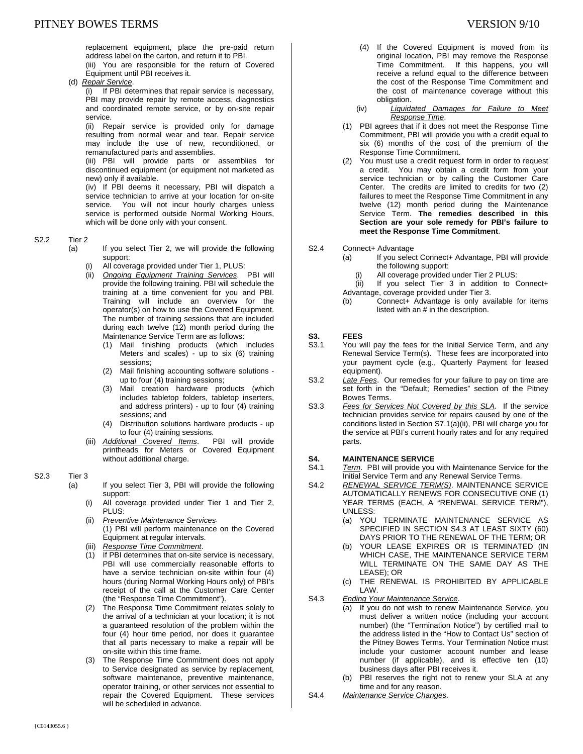replacement equipment, place the pre-paid return address label on the carton, and return it to PBI.

(iii) You are responsible for the return of Covered Equipment until PBI receives it.

(d) *Repair Service*.

(i) If PBI determines that repair service is necessary, PBI may provide repair by remote access, diagnostics and coordinated remote service, or by on-site repair service.

(ii) Repair service is provided only for damage resulting from normal wear and tear. Repair service may include the use of new, reconditioned, or remanufactured parts and assemblies.

(iii) PBI will provide parts or assemblies for discontinued equipment (or equipment not marketed as new) only if available.

(iv) If PBI deems it necessary, PBI will dispatch a service technician to arrive at your location for on-site service. You will not incur hourly charges unless service is performed outside Normal Working Hours, which will be done only with your consent.

S2.2 Tier 2

(a) If you select Tier 2, we will provide the following support:

(i) All coverage provided under Tier 1, PLUS:

(ii) *Ongoing Equipment Training Services*. PBI will provide the following training. PBI will schedule the training at a time convenient for you and PBI. Training will include an overview for the operator(s) on how to use the Covered Equipment. The number of training sessions that are included during each twelve (12) month period during the Maintenance Service Term are as follows:

(1) Mail finishing products (which includes Meters and scales) - up to six (6) training sessions;

(2) Mail finishing accounting software solutions - up to four (4) training sessions;

(3) Mail creation hardware products (which includes tabletop folders, tabletop inserters, and address printers) - up to four (4) training sessions; and

(4) Distribution solutions hardware products - up to four (4) training sessions.

(iii) *Additional Covered Items*. PBI will provide printheads for Meters or Covered Equipment without additional charge.

S2.3 Tier 3

(a) If you select Tier 3, PBI will provide the following support:

(i) All coverage provided under Tier 1 and Tier 2, PLUS:

(ii) *Preventive Maintenance Services*.

(1) PBI will perform maintenance on the Covered Equipment at regular intervals.

(iii) *Response Time Commitment*.

(1) If PBI determines that on-site service is necessary, PBI will use commercially reasonable efforts to have a service technician on-site within four (4) hours (during Normal Working Hours only) of PBI's receipt of the call at the Customer Care Center (the "Response Time Commitment").

(2) The Response Time Commitment relates solely to the arrival of a technician at your location; it is not a guaranteed resolution of the problem within the four (4) hour time period, nor does it guarantee that all parts necessary to make a repair will be on-site within this time frame.

(3) The Response Time Commitment does not apply to Service designated as service by replacement, software maintenance, preventive maintenance, operator training, or other services not essential to repair the Covered Equipment. These services will be scheduled in advance.

(4) If the Covered Equipment is moved from its original location, PBI may remove the Response Time Commitment. If this happens, you will receive a refund equal to the difference between the cost of the Response Time Commitment and the cost of maintenance coverage without this obligation.

(iv) *Liquidated Damages for Failure to Meet Response Time*.

(1) PBI agrees that if it does not meet the Response Time Commitment, PBI will provide you with a credit equal to six (6) months of the cost of the premium of the Response Time Commitment.

(2) You must use a credit request form in order to request a credit. You may obtain a credit form from your service technician or by calling the Customer Care Center. The credits are limited to credits for two (2) failures to meet the Response Time Commitment in any twelve (12) month period during the Maintenance Service Term. **The remedies described in this Section are your sole remedy for PBI's failure to meet the Response Time Commitment**.

S2.4 Connect+ Advantage

(a) If you select Connect+ Advantage, PBI will provide the following support:

(i) All coverage provided under Tier 2 PLUS:

(ii) If you select Tier 3 in addition to Connect+ Advantage, coverage provided under Tier 3.

(b) Connect+ Advantage is only available for items listed with an # in the description.

## S3. FEES

S3.1 You will pay the fees for the Initial Service Term, and any Renewal Service Term(s). These fees are incorporated into your payment cycle (e.g., Quarterly Payment for leased equipment).

S3.2 *Late Fees*. Our remedies for your failure to pay on time are set forth in the "Default; Remedies" section of the Pitney Bowes Terms.

S3.3 *Fees for Services Not Covered by this SLA*. If the service technician provides service for repairs caused by one of the conditions listed in Section S7.1(a)(ii), PBI will charge you for the service at PBI's current hourly rates and for any required parts.

## S4. MAINTENANCE SERVICE

S4.1 *Term*. PBI will provide you with Maintenance Service for the Initial Service Term and any Renewal Service Terms.

S4.2 *RENEWAL SERVICE TERM(S)*. MAINTENANCE SERVICE AUTOMATICALLY RENEWS FOR CONSECUTIVE ONE (1) YEAR TERMS (EACH, A "RENEWAL SERVICE TERM"), UNLESS:

(a) YOU TERMINATE MAINTENANCE SERVICE AS SPECIFIED IN SECTION S4.3 AT LEAST SIXTY (60) DAYS PRIOR TO THE RENEWAL OF THE TERM; OR

(b) YOUR LEASE EXPIRES OR IS TERMINATED (IN WHICH CASE, THE MAINTENANCE SERVICE TERM WILL TERMINATE ON THE SAME DAY AS THE LEASE); OR

(c) THE RENEWAL IS PROHIBITED BY APPLICABLE LAW.

S4.3 *Ending Your Maintenance Service*.

(a) If you do not wish to renew Maintenance Service, you must deliver a written notice (including your account number) (the "Termination Notice") by certified mail to the address listed in the "How to Contact Us" section of the Pitney Bowes Terms. Your Termination Notice must include your customer account number and lease number (if applicable), and is effective ten (10) business days after PBI receives it.

(b) PBI reserves the right not to renew your SLA at any time and for any reason.

S4.4 *Maintenance Service Changes*.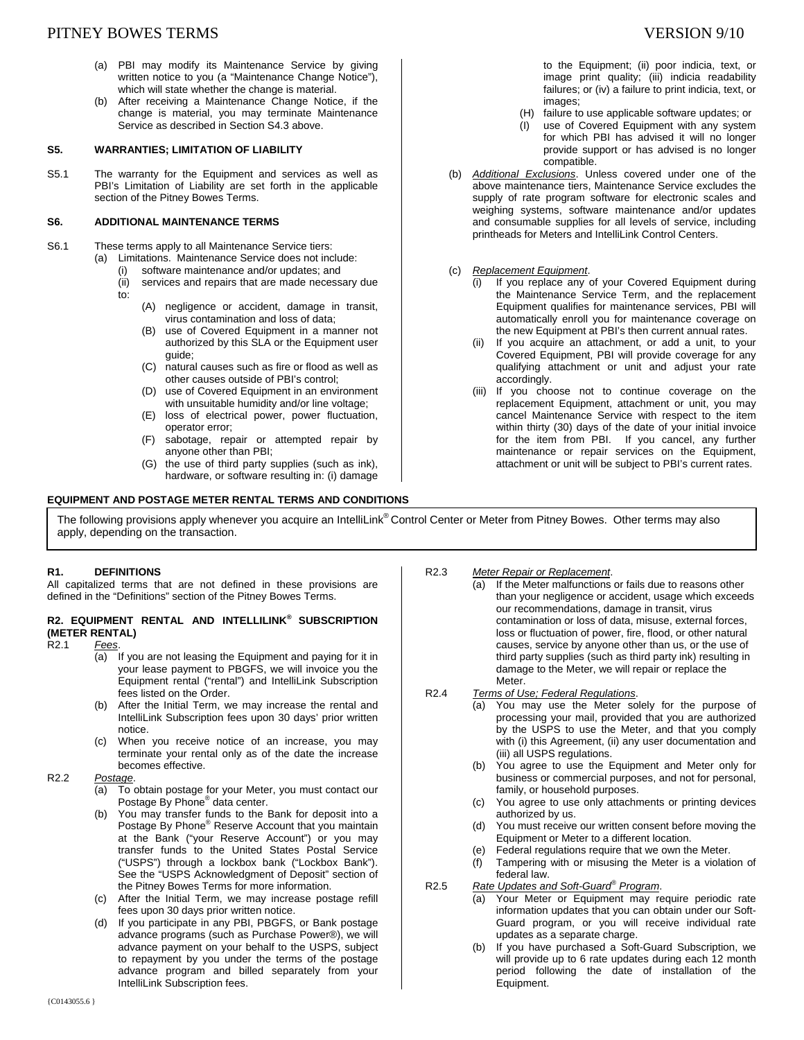(a) PBI may modify its Maintenance Service by giving written notice to you (a "Maintenance Change Notice"), which will state whether the change is material.

(b) After receiving a Maintenance Change Notice, if the change is material, you may terminate Maintenance Service as described in Section S4.3 above.

**S5. WARRANTIES; LIMITATION OF LIABILITY**

S5.1 The warranty for the Equipment and services as well as PBI's Limitation of Liability are set forth in the applicable section of the Pitney Bowes Terms.

**S6. ADDITIONAL MAINTENANCE TERMS**

S6.1 These terms apply to all Maintenance Service tiers:

(a) Limitations. Maintenance Service does not include:

(i) software maintenance and/or updates; and

(ii) services and repairs that are made necessary due to:

(A) negligence or accident, damage in transit, virus contamination and loss of data;

(B) use of Covered Equipment in a manner not authorized by this SLA or the Equipment user guide;

(C) natural causes such as fire or flood as well as other causes outside of PBI's control;

(D) use of Covered Equipment in an environment with unsuitable humidity and/or line voltage;

(E) loss of electrical power, power fluctuation, operator error;

(F) sabotage, repair or attempted repair by anyone other than PBI;

(G) the use of third party supplies (such as ink), hardware, or software resulting in: (i) damage to the Equipment; (ii) poor indicia, text, or image print quality; (iii) indicia readability failures; or (iv) a failure to print indicia, text, or images;

(H) failure to use applicable software updates; or

(I) use of Covered Equipment with any system for which PBI has advised it will no longer provide support or has advised is no longer compatible.

(b) *Additional Exclusions*. Unless covered under one of the above maintenance tiers, Maintenance Service excludes the supply of rate program software for electronic scales and weighing systems, software maintenance and/or updates and consumable supplies for all levels of service, including printheads for Meters and IntelliLink Control Centers.

(c) *Replacement Equipment*.

(i) If you replace any of your Covered Equipment during the Maintenance Service Term, and the replacement Equipment qualifies for maintenance services, PBI will automatically enroll you for maintenance coverage on the new Equipment at PBI's then current annual rates.

(ii) If you acquire an attachment, or add a unit, to your Covered Equipment, PBI will provide coverage for any qualifying attachment or unit and adjust your rate accordingly.

(iii) If you choose not to continue coverage on the replacement Equipment, attachment or unit, you may cancel Maintenance Service with respect to the item within thirty (30) days of the date of your initial invoice for the item from PBI. If you cancel, any further maintenance or repair services on the Equipment, attachment or unit will be subject to PBI's current rates.

## EQUIPMENT AND POSTAGE METER RENTAL TERMS AND CONDITIONS

The following provisions apply whenever you acquire an IntelliLink® Control Center or Meter from Pitney Bowes. Other terms may also apply, depending on the transaction.

**R1. DEFINITIONS**

All capitalized terms that are not defined in these provisions are defined in the "Definitions" section of the Pitney Bowes Terms.

**R2. EQUIPMENT RENTAL AND INTELLILINK® SUBSCRIPTION (METER RENTAL)**

R2.1 *Fees*.

(a) If you are not leasing the Equipment and paying for it in your lease payment to PBGFS, we will invoice you the Equipment rental ("rental") and IntelliLink Subscription fees listed on the Order.

(b) After the Initial Term, we may increase the rental and IntelliLink Subscription fees upon 30 days' prior written notice.

(c) When you receive notice of an increase, you may terminate your rental only as of the date the increase becomes effective.

R2.2 *Postage*.

(a) To obtain postage for your Meter, you must contact our Postage By Phone® data center.

(b) You may transfer funds to the Bank for deposit into a Postage By Phone® Reserve Account that you maintain at the Bank ("your Reserve Account") or you may transfer funds to the United States Postal Service ("USPS") through a lockbox bank ("Lockbox Bank"). See the "USPS Acknowledgment of Deposit" section of the Pitney Bowes Terms for more information.

(c) After the Initial Term, we may increase postage refill fees upon 30 days prior written notice.

(d) If you participate in any PBI, PBGFS, or Bank postage advance programs (such as Purchase Power®), we will advance payment on your behalf to the USPS, subject to repayment by you under the terms of the postage advance program and billed separately from your IntelliLink Subscription fees.

R2.3 *Meter Repair or Replacement*.

(a) If the Meter malfunctions or fails due to reasons other than your negligence or accident, usage which exceeds our recommendations, damage in transit, virus contamination or loss of data, misuse, external forces, loss or fluctuation of power, fire, flood, or other natural causes, service by anyone other than us, or the use of third party supplies (such as third party ink) resulting in damage to the Meter, we will repair or replace the Meter.

R2.4 *Terms of Use; Federal Regulations*.

(a) You may use the Meter solely for the purpose of processing your mail, provided that you are authorized by the USPS to use the Meter, and that you comply with (i) this Agreement, (ii) any user documentation and (iii) all USPS regulations.

(b) You agree to use the Equipment and Meter only for business or commercial purposes, and not for personal, family, or household purposes.

(c) You agree to use only attachments or printing devices authorized by us.

(d) You must receive our written consent before moving the Equipment or Meter to a different location.

(e) Federal regulations require that we own the Meter.

(f) Tampering with or misusing the Meter is a violation of federal law.

R2.5 *Rate Updates and Soft-Guard® Program*.

(a) Your Meter or Equipment may require periodic rate information updates that you can obtain under our Soft-Guard program, or you will receive individual rate updates as a separate charge.

(b) If you have purchased a Soft-Guard Subscription, we will provide up to 6 rate updates during each 12 month period following the date of installation of the Equipment.

{C0143055.6 }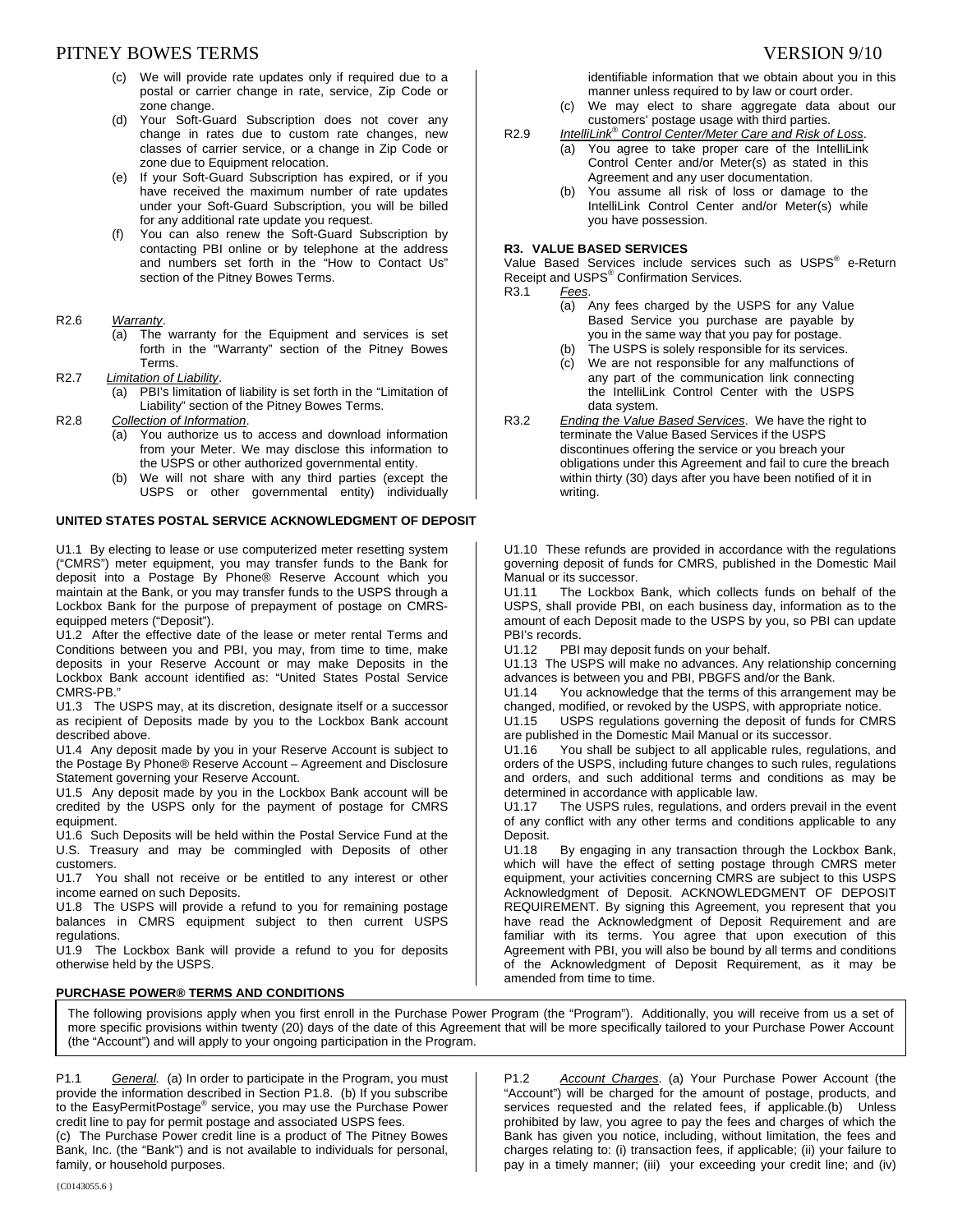(c) We will provide rate updates only if required due to a postal or carrier change in rate, service, Zip Code or zone change.

(d) Your Soft-Guard Subscription does not cover any change in rates due to custom rate changes, new classes of carrier service, or a change in Zip Code or zone due to Equipment relocation.

(e) If your Soft-Guard Subscription has expired, or if you have received the maximum number of rate updates under your Soft-Guard Subscription, you will be billed for any additional rate update you request.

(f) You can also renew the Soft-Guard Subscription by contacting PBI online or by telephone at the address and numbers set forth in the "How to Contact Us" section of the Pitney Bowes Terms.

R2.6 *Warranty*.

(a) The warranty for the Equipment and services is set forth in the "Warranty" section of the Pitney Bowes Terms.

R2.7 *Limitation of Liability*.

(a) PBI's limitation of liability is set forth in the "Limitation of Liability" section of the Pitney Bowes Terms.

R2.8 *Collection of Information*.

(a) You authorize us to access and download information from your Meter. We may disclose this information to the USPS or other authorized governmental entity.

(b) We will not share with any third parties (except the USPS or other governmental entity) individually identifiable information that we obtain about you in this manner unless required to by law or court order.

(c) We may elect to share aggregate data about our customers' postage usage with third parties.

R2.9 *IntelliLink® Control Center/Meter Care and Risk of Loss*.

(a) You agree to take proper care of the IntelliLink Control Center and/or Meter(s) as stated in this Agreement and any user documentation.

(b) You assume all risk of loss or damage to the IntelliLink Control Center and/or Meter(s) while you have possession.

**R3. VALUE BASED SERVICES**

Value Based Services include services such as USPS® e-Return Receipt and USPS® Confirmation Services.

R3.1 *Fees*.

(a) Any fees charged by the USPS for any Value Based Service you purchase are payable by you in the same way that you pay for postage.

(b) The USPS is solely responsible for its services.

(c) We are not responsible for any malfunctions of any part of the communication link connecting the IntelliLink Control Center with the USPS data system.

R3.2 *Ending the Value Based Services*. We have the right to terminate the Value Based Services if the USPS discontinues offering the service or you breach your obligations under this Agreement and fail to cure the breach within thirty (30) days after you have been notified of it in writing.

**UNITED STATES POSTAL SERVICE ACKNOWLEDGMENT OF DEPOSIT**

U1.1 By electing to lease or use computerized meter resetting system ("CMRS") meter equipment, you may transfer funds to the Bank for deposit into a Postage By Phone® Reserve Account which you maintain at the Bank, or you may transfer funds to the USPS through a Lockbox Bank for the purpose of prepayment of postage on CMRS-equipped meters ("Deposit").

U1.2 After the effective date of the lease or meter rental Terms and Conditions between you and PBI, you may, from time to time, make deposits in your Reserve Account or may make Deposits in the Lockbox Bank account identified as: "United States Postal Service CMRS-PB."

U1.3 The USPS may, at its discretion, designate itself or a successor as recipient of Deposits made by you to the Lockbox Bank account described above.

U1.4 Any deposit made by you in your Reserve Account is subject to the Postage By Phone® Reserve Account – Agreement and Disclosure Statement governing your Reserve Account.

U1.5 Any deposit made by you in the Lockbox Bank account will be credited by the USPS only for the payment of postage for CMRS equipment.

U1.6 Such Deposits will be held within the Postal Service Fund at the U.S. Treasury and may be commingled with Deposits of other customers.

U1.7 You shall not receive or be entitled to any interest or other income earned on such Deposits.

U1.8 The USPS will provide a refund to you for remaining postage balances in CMRS equipment subject to then current USPS regulations.

U1.9 The Lockbox Bank will provide a refund to you for deposits otherwise held by the USPS.

U1.10 These refunds are provided in accordance with the regulations governing deposit of funds for CMRS, published in the Domestic Mail Manual or its successor.

U1.11 The Lockbox Bank, which collects funds on behalf of the USPS, shall provide PBI, on each business day, information as to the amount of each Deposit made to the USPS by you, so PBI can update PBI's records.

U1.12 PBI may deposit funds on your behalf.

U1.13 The USPS will make no advances. Any relationship concerning advances is between you and PBI, PBGFS and/or the Bank.

U1.14 You acknowledge that the terms of this arrangement may be changed, modified, or revoked by the USPS, with appropriate notice.

U1.15 USPS regulations governing the deposit of funds for CMRS are published in the Domestic Mail Manual or its successor.

U1.16 You shall be subject to all applicable rules, regulations, and orders of the USPS, including future changes to such rules, regulations and orders, and such additional terms and conditions as may be determined in accordance with applicable law.

U1.17 The USPS rules, regulations, and orders prevail in the event of any conflict with any other terms and conditions applicable to any Deposit.

U1.18 By engaging in any transaction through the Lockbox Bank, which will have the effect of setting postage through CMRS meter equipment, your activities concerning CMRS are subject to this USPS Acknowledgment of Deposit. ACKNOWLEDGMENT OF DEPOSIT REQUIREMENT. By signing this Agreement, you represent that you have read the Acknowledgment of Deposit Requirement and are familiar with its terms. You agree that upon execution of this Agreement with PBI, you will also be bound by all terms and conditions of the Acknowledgment of Deposit Requirement, as it may be amended from time to time.

**PURCHASE POWER® TERMS AND CONDITIONS**

The following provisions apply when you first enroll in the Purchase Power Program (the "Program"). Additionally, you will receive from us a set of more specific provisions within twenty (20) days of the date of this Agreement that will be more specifically tailored to your Purchase Power Account (the "Account") and will apply to your ongoing participation in the Program.

P1.1 *General.* (a) In order to participate in the Program, you must provide the information described in Section P1.8. (b) If you subscribe to the EasyPermitPostage® service, you may use the Purchase Power credit line to pay for permit postage and associated USPS fees.
(c) The Purchase Power credit line is a product of The Pitney Bowes Bank, Inc. (the "Bank") and is not available to individuals for personal, family, or household purposes.

P1.2 *Account Charges*. (a) Your Purchase Power Account (the "Account") will be charged for the amount of postage, products, and services requested and the related fees, if applicable.(b) Unless prohibited by law, you agree to pay the fees and charges of which the Bank has given you notice, including, without limitation, the fees and charges relating to: (i) transaction fees, if applicable; (ii) your failure to pay in a timely manner; (iii) your exceeding your credit line; and (iv)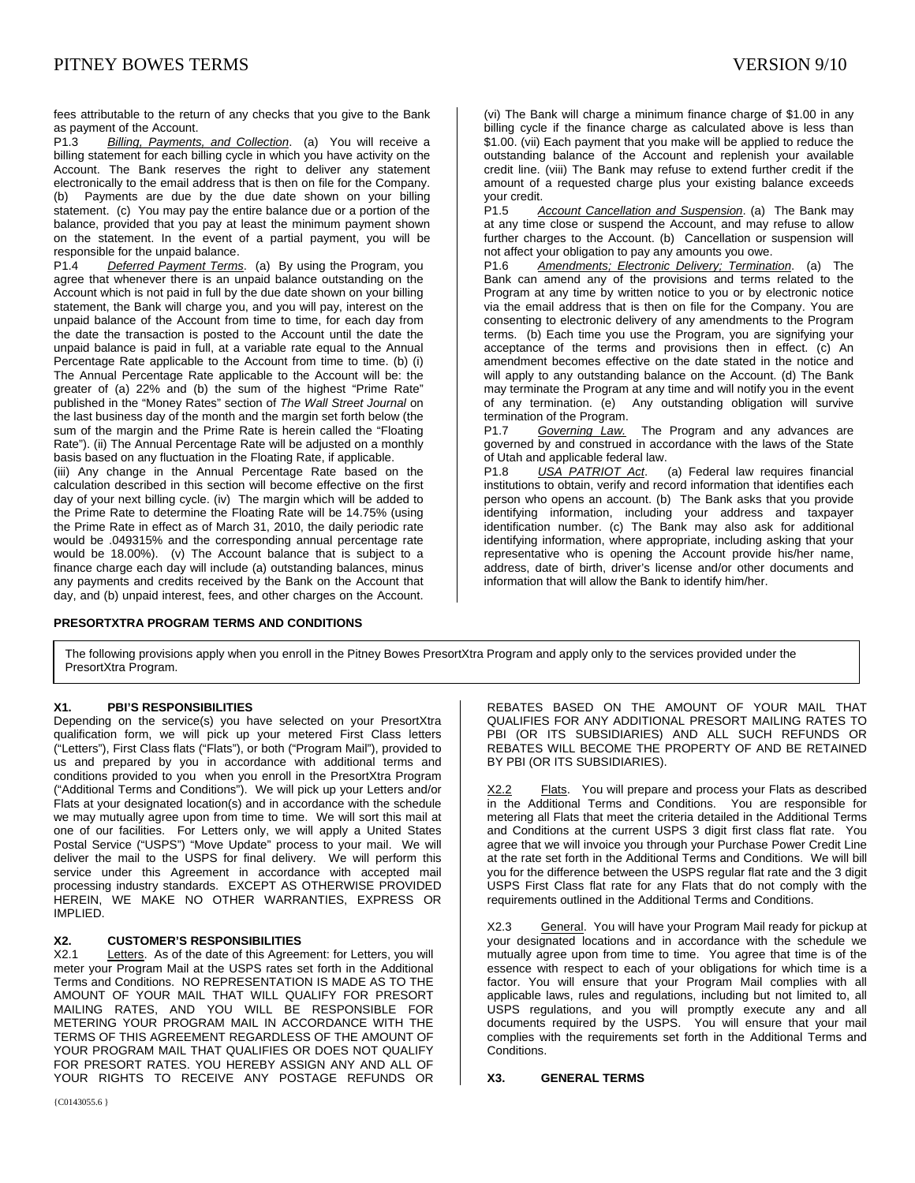fees attributable to the return of any checks that you give to the Bank as payment of the Account.

P1.3 *Billing, Payments, and Collection*. (a) You will receive a billing statement for each billing cycle in which you have activity on the Account. The Bank reserves the right to deliver any statement electronically to the email address that is then on file for the Company. (b) Payments are due by the due date shown on your billing statement. (c) You may pay the entire balance due or a portion of the balance, provided that you pay at least the minimum payment shown on the statement. In the event of a partial payment, you will be responsible for the unpaid balance.

P1.4 *Deferred Payment Terms*. (a) By using the Program, you agree that whenever there is an unpaid balance outstanding on the Account which is not paid in full by the due date shown on your billing statement, the Bank will charge you, and you will pay, interest on the unpaid balance of the Account from time to time, for each day from the date the transaction is posted to the Account until the date the unpaid balance is paid in full, at a variable rate equal to the Annual Percentage Rate applicable to the Account from time to time. (b) (i) The Annual Percentage Rate applicable to the Account will be: the greater of (a) 22% and (b) the sum of the highest "Prime Rate" published in the "Money Rates" section of *The Wall Street Journal* on the last business day of the month and the margin set forth below (the sum of the margin and the Prime Rate is herein called the "Floating Rate"). (ii) The Annual Percentage Rate will be adjusted on a monthly basis based on any fluctuation in the Floating Rate, if applicable.

(iii) Any change in the Annual Percentage Rate based on the calculation described in this section will become effective on the first day of your next billing cycle. (iv) The margin which will be added to the Prime Rate to determine the Floating Rate will be 14.75% (using the Prime Rate in effect as of March 31, 2010, the daily periodic rate would be .049315% and the corresponding annual percentage rate would be 18.00%). (v) The Account balance that is subject to a finance charge each day will include (a) outstanding balances, minus any payments and credits received by the Bank on the Account that day, and (b) unpaid interest, fees, and other charges on the Account. (vi) The Bank will charge a minimum finance charge of $1.00 in any billing cycle if the finance charge as calculated above is less than $1.00. (vii) Each payment that you make will be applied to reduce the outstanding balance of the Account and replenish your available credit line. (viii) The Bank may refuse to extend further credit if the amount of a requested charge plus your existing balance exceeds your credit.

P1.5 *Account Cancellation and Suspension*. (a) The Bank may at any time close or suspend the Account, and may refuse to allow further charges to the Account. (b) Cancellation or suspension will not affect your obligation to pay any amounts you owe.

P1.6 *Amendments; Electronic Delivery; Termination*. (a) The Bank can amend any of the provisions and terms related to the Program at any time by written notice to you or by electronic notice via the email address that is then on file for the Company. You are consenting to electronic delivery of any amendments to the Program terms. (b) Each time you use the Program, you are signifying your acceptance of the terms and provisions then in effect. (c) An amendment becomes effective on the date stated in the notice and will apply to any outstanding balance on the Account. (d) The Bank may terminate the Program at any time and will notify you in the event of any termination. (e) Any outstanding obligation will survive termination of the Program.

P1.7 *Governing Law.* The Program and any advances are governed by and construed in accordance with the laws of the State of Utah and applicable federal law.

P1.8 *USA PATRIOT Act*. (a) Federal law requires financial institutions to obtain, verify and record information that identifies each person who opens an account. (b) The Bank asks that you provide identifying information, including your address and taxpayer identification number. (c) The Bank may also ask for additional identifying information, where appropriate, including asking that your representative who is opening the Account provide his/her name, address, date of birth, driver's license and/or other documents and information that will allow the Bank to identify him/her.

## PRESORTXTRA PROGRAM TERMS AND CONDITIONS

The following provisions apply when you enroll in the Pitney Bowes PresortXtra Program and apply only to the services provided under the PresortXtra Program.

### X1. PBI'S RESPONSIBILITIES

Depending on the service(s) you have selected on your PresortXtra qualification form, we will pick up your metered First Class letters ("Letters"), First Class flats ("Flats"), or both ("Program Mail"), provided to us and prepared by you in accordance with additional terms and conditions provided to you when you enroll in the PresortXtra Program ("Additional Terms and Conditions"). We will pick up your Letters and/or Flats at your designated location(s) and in accordance with the schedule we may mutually agree upon from time to time. We will sort this mail at one of our facilities. For Letters only, we will apply a United States Postal Service ("USPS") "Move Update" process to your mail. We will deliver the mail to the USPS for final delivery. We will perform this service under this Agreement in accordance with accepted mail processing industry standards. EXCEPT AS OTHERWISE PROVIDED HEREIN, WE MAKE NO OTHER WARRANTIES, EXPRESS OR IMPLIED.

### X2. CUSTOMER'S RESPONSIBILITIES

X2.1 Letters. As of the date of this Agreement: for Letters, you will meter your Program Mail at the USPS rates set forth in the Additional Terms and Conditions. NO REPRESENTATION IS MADE AS TO THE AMOUNT OF YOUR MAIL THAT WILL QUALIFY FOR PRESORT MAILING RATES, AND YOU WILL BE RESPONSIBLE FOR METERING YOUR PROGRAM MAIL IN ACCORDANCE WITH THE TERMS OF THIS AGREEMENT REGARDLESS OF THE AMOUNT OF YOUR PROGRAM MAIL THAT QUALIFIES OR DOES NOT QUALIFY FOR PRESORT RATES. YOU HEREBY ASSIGN ANY AND ALL OF YOUR RIGHTS TO RECEIVE ANY POSTAGE REFUNDS OR REBATES BASED ON THE AMOUNT OF YOUR MAIL THAT QUALIFIES FOR ANY ADDITIONAL PRESORT MAILING RATES TO PBI (OR ITS SUBSIDIARIES) AND ALL SUCH REFUNDS OR REBATES WILL BECOME THE PROPERTY OF AND BE RETAINED BY PBI (OR ITS SUBSIDIARIES).

X2.2 Flats. You will prepare and process your Flats as described in the Additional Terms and Conditions. You are responsible for metering all Flats that meet the criteria detailed in the Additional Terms and Conditions at the current USPS 3 digit first class flat rate. You agree that we will invoice you through your Purchase Power Credit Line at the rate set forth in the Additional Terms and Conditions. We will bill you for the difference between the USPS regular flat rate and the 3 digit USPS First Class flat rate for any Flats that do not comply with the requirements outlined in the Additional Terms and Conditions.

X2.3 General. You will have your Program Mail ready for pickup at your designated locations and in accordance with the schedule we mutually agree upon from time to time. You agree that time is of the essence with respect to each of your obligations for which time is a factor. You will ensure that your Program Mail complies with all applicable laws, rules and regulations, including but not limited to, all USPS regulations, and you will promptly execute any and all documents required by the USPS. You will ensure that your mail complies with the requirements set forth in the Additional Terms and Conditions.

### X3. GENERAL TERMS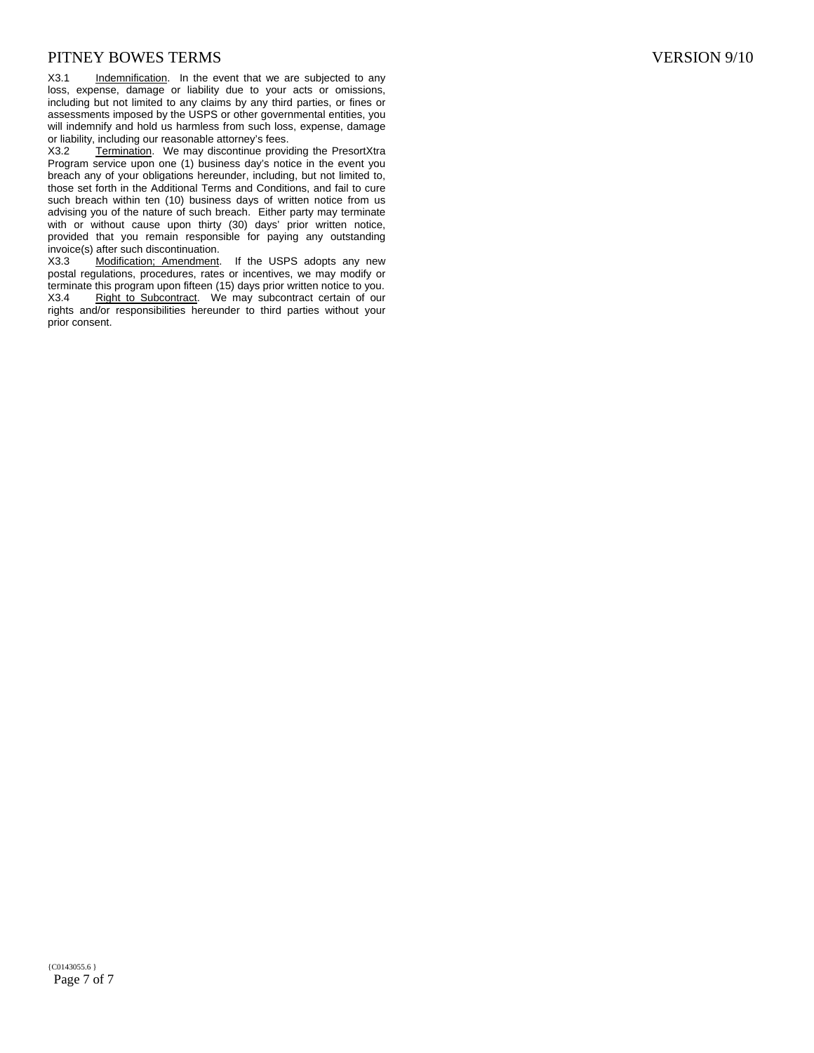X3.1 Indemnification. In the event that we are subjected to any loss, expense, damage or liability due to your acts or omissions, including but not limited to any claims by any third parties, or fines or assessments imposed by the USPS or other governmental entities, you will indemnify and hold us harmless from such loss, expense, damage or liability, including our reasonable attorney's fees.

X3.2 Termination. We may discontinue providing the PresortXtra Program service upon one (1) business day's notice in the event you breach any of your obligations hereunder, including, but not limited to, those set forth in the Additional Terms and Conditions, and fail to cure such breach within ten (10) business days of written notice from us advising you of the nature of such breach. Either party may terminate with or without cause upon thirty (30) days' prior written notice, provided that you remain responsible for paying any outstanding invoice(s) after such discontinuation.

X3.3 Modification; Amendment. If the USPS adopts any new postal regulations, procedures, rates or incentives, we may modify or terminate this program upon fifteen (15) days prior written notice to you.

X3.4 Right to Subcontract. We may subcontract certain of our rights and/or responsibilities hereunder to third parties without your prior consent.

{C0143055.6 }